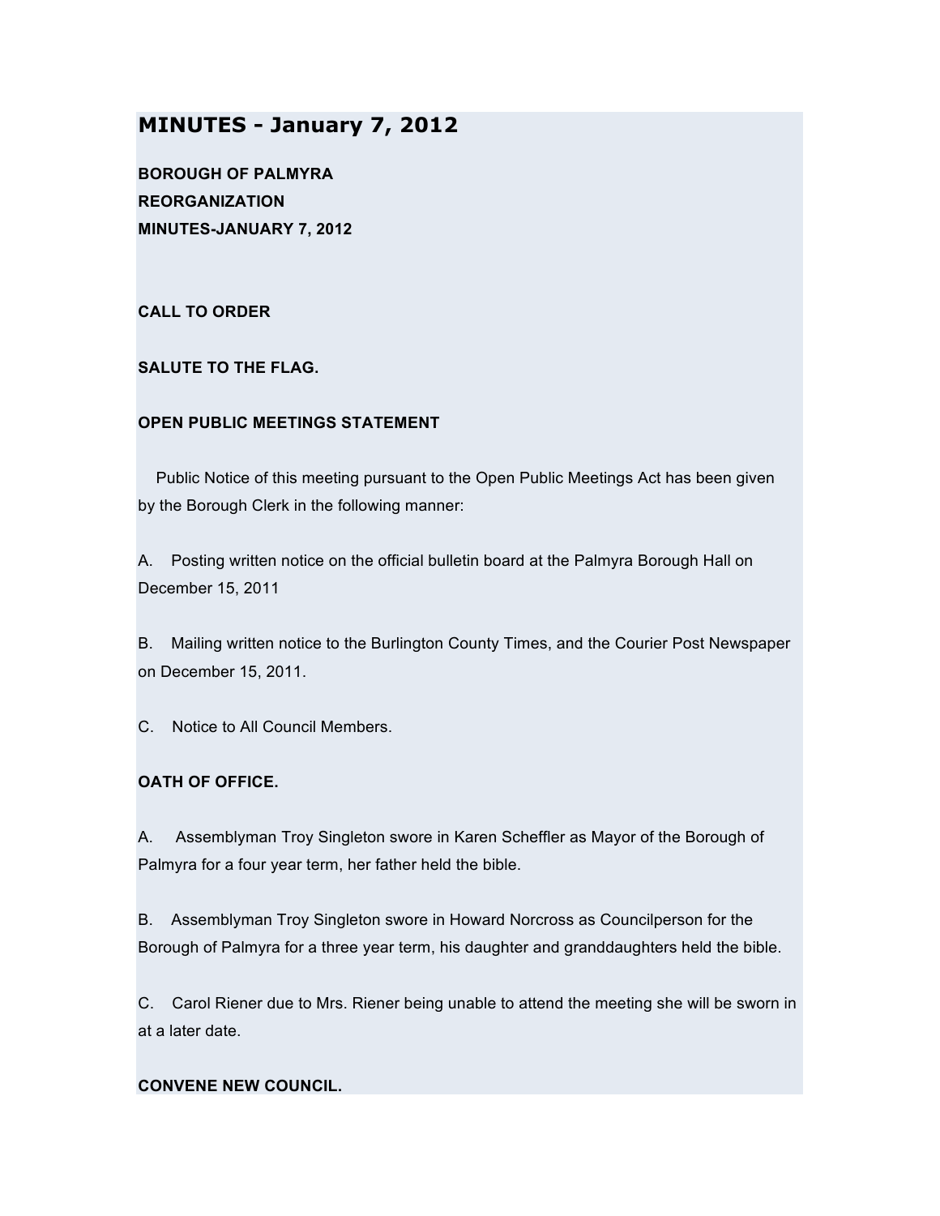# MINUTES - January 7, 2012

**BOROUGH OF PALMYRA**
**REORGANIZATION**
**MINUTES-JANUARY 7, 2012**

**CALL TO ORDER**

**SALUTE TO THE FLAG.**

**OPEN PUBLIC MEETINGS STATEMENT**

Public Notice of this meeting pursuant to the Open Public Meetings Act has been given by the Borough Clerk in the following manner:

A. Posting written notice on the official bulletin board at the Palmyra Borough Hall on December 15, 2011

B. Mailing written notice to the Burlington County Times, and the Courier Post Newspaper on December 15, 2011.

C. Notice to All Council Members.

**OATH OF OFFICE.**

A. Assemblyman Troy Singleton swore in Karen Scheffler as Mayor of the Borough of Palmyra for a four year term, her father held the bible.

B. Assemblyman Troy Singleton swore in Howard Norcross as Councilperson for the Borough of Palmyra for a three year term, his daughter and granddaughters held the bible.

C. Carol Riener due to Mrs. Riener being unable to attend the meeting she will be sworn in at a later date.

**CONVENE NEW COUNCIL.**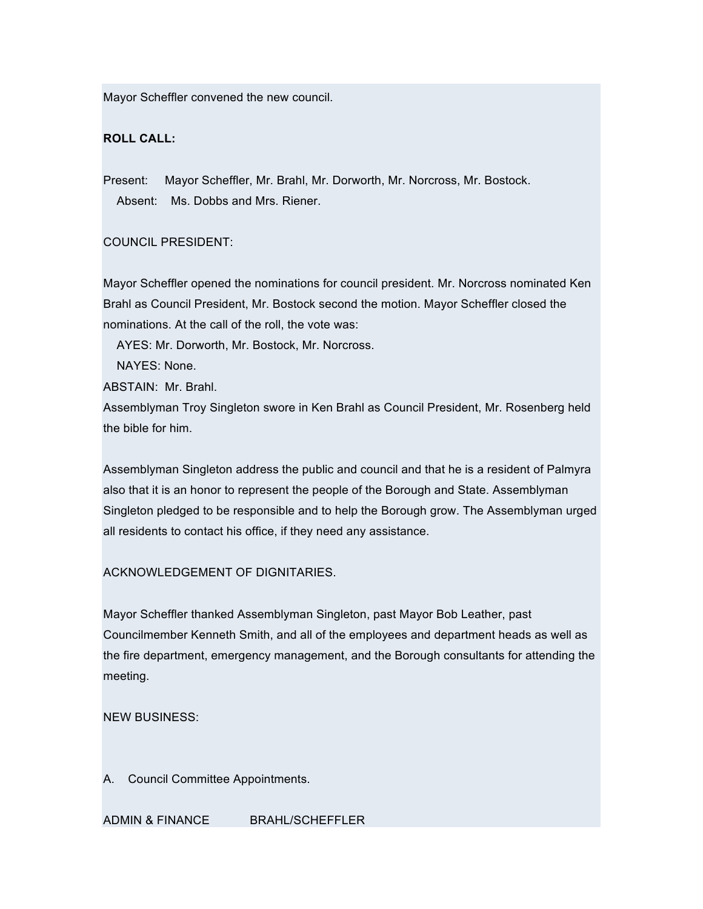Mayor Scheffler convened the new council.

**ROLL CALL:**

Present: Mayor Scheffler, Mr. Brahl, Mr. Dorworth, Mr. Norcross, Mr. Bostock.
Absent: Ms. Dobbs and Mrs. Riener.

COUNCIL PRESIDENT:

Mayor Scheffler opened the nominations for council president. Mr. Norcross nominated Ken Brahl as Council President, Mr. Bostock second the motion. Mayor Scheffler closed the nominations. At the call of the roll, the vote was:
AYES: Mr. Dorworth, Mr. Bostock, Mr. Norcross.
NAYES: None.
ABSTAIN: Mr. Brahl.
Assemblyman Troy Singleton swore in Ken Brahl as Council President, Mr. Rosenberg held the bible for him.

Assemblyman Singleton address the public and council and that he is a resident of Palmyra also that it is an honor to represent the people of the Borough and State. Assemblyman Singleton pledged to be responsible and to help the Borough grow. The Assemblyman urged all residents to contact his office, if they need any assistance.

ACKNOWLEDGEMENT OF DIGNITARIES.

Mayor Scheffler thanked Assemblyman Singleton, past Mayor Bob Leather, past Councilmember Kenneth Smith, and all of the employees and department heads as well as the fire department, emergency management, and the Borough consultants for attending the meeting.

NEW BUSINESS:

A. Council Committee Appointments.

ADMIN & FINANCE BRAHL/SCHEFFLER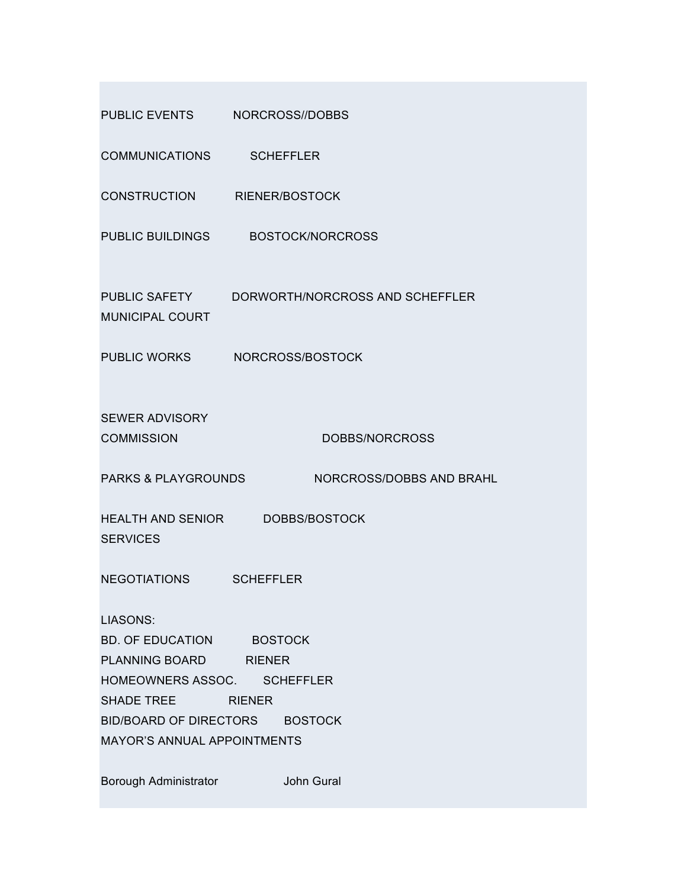PUBLIC EVENTS NORCROSS//DOBBS

COMMUNICATIONS SCHEFFLER

CONSTRUCTION RIENER/BOSTOCK

PUBLIC BUILDINGS BOSTOCK/NORCROSS

PUBLIC SAFETY DORWORTH/NORCROSS AND SCHEFFLER
MUNICIPAL COURT

PUBLIC WORKS NORCROSS/BOSTOCK

SEWER ADVISORY
COMMISSION DOBBS/NORCROSS

PARKS & PLAYGROUNDS NORCROSS/DOBBS AND BRAHL

HEALTH AND SENIOR DOBBS/BOSTOCK
SERVICES

NEGOTIATIONS SCHEFFLER

LIASONS:
BD. OF EDUCATION BOSTOCK
PLANNING BOARD RIENER
HOMEOWNERS ASSOC. SCHEFFLER
SHADE TREE RIENER
BID/BOARD OF DIRECTORS BOSTOCK
MAYOR'S ANNUAL APPOINTMENTS

Borough Administrator John Gural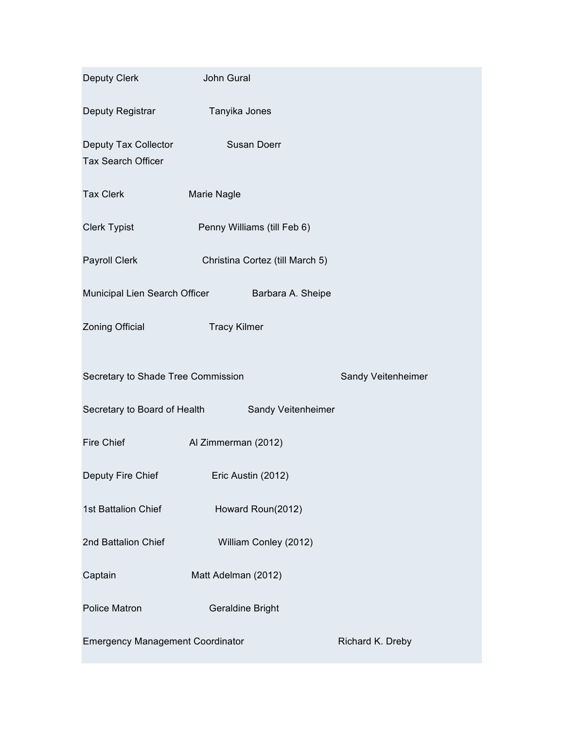| | |
|---|---|
| Deputy Clerk | John Gural |
| Deputy Registrar | Tanyika Jones |
| Deputy Tax Collector<br>Tax Search Officer | Susan Doerr |
| Tax Clerk | Marie Nagle |
| Clerk Typist | Penny Williams (till Feb 6) |
| Payroll Clerk | Christina Cortez (till March 5) |
| Municipal Lien Search Officer | Barbara A. Sheipe |
| Zoning Official | Tracy Kilmer |
| Secretary to Shade Tree Commission | Sandy Veitenheimer |
| Secretary to Board of Health | Sandy Veitenheimer |
| Fire Chief | Al Zimmerman (2012) |
| Deputy Fire Chief | Eric Austin (2012) |
| 1st Battalion Chief | Howard Roun(2012) |
| 2nd Battalion Chief | William Conley (2012) |
| Captain | Matt Adelman (2012) |
| Police Matron | Geraldine Bright |
| Emergency Management Coordinator | Richard K. Dreby |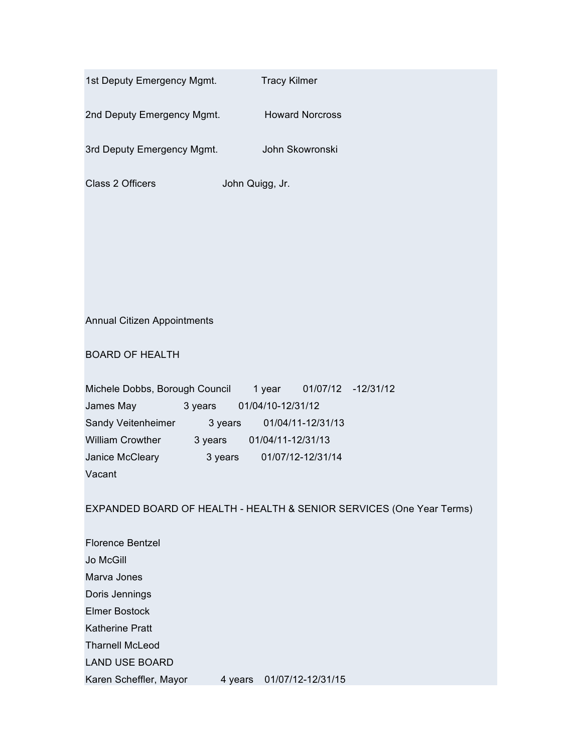1st Deputy Emergency Mgmt. Tracy Kilmer

2nd Deputy Emergency Mgmt. Howard Norcross

3rd Deputy Emergency Mgmt. John Skowronski

Class 2 Officers John Quigg, Jr.

Annual Citizen Appointments

BOARD OF HEALTH

Michele Dobbs, Borough Council 1 year 01/07/12 -12/31/12
James May 3 years 01/04/10-12/31/12
Sandy Veitenheimer 3 years 01/04/11-12/31/13
William Crowther 3 years 01/04/11-12/31/13
Janice McCleary 3 years 01/07/12-12/31/14
Vacant

EXPANDED BOARD OF HEALTH - HEALTH & SENIOR SERVICES (One Year Terms)

Florence Bentzel
Jo McGill
Marva Jones
Doris Jennings
Elmer Bostock
Katherine Pratt
Tharnell McLeod

LAND USE BOARD

Karen Scheffler, Mayor 4 years 01/07/12-12/31/15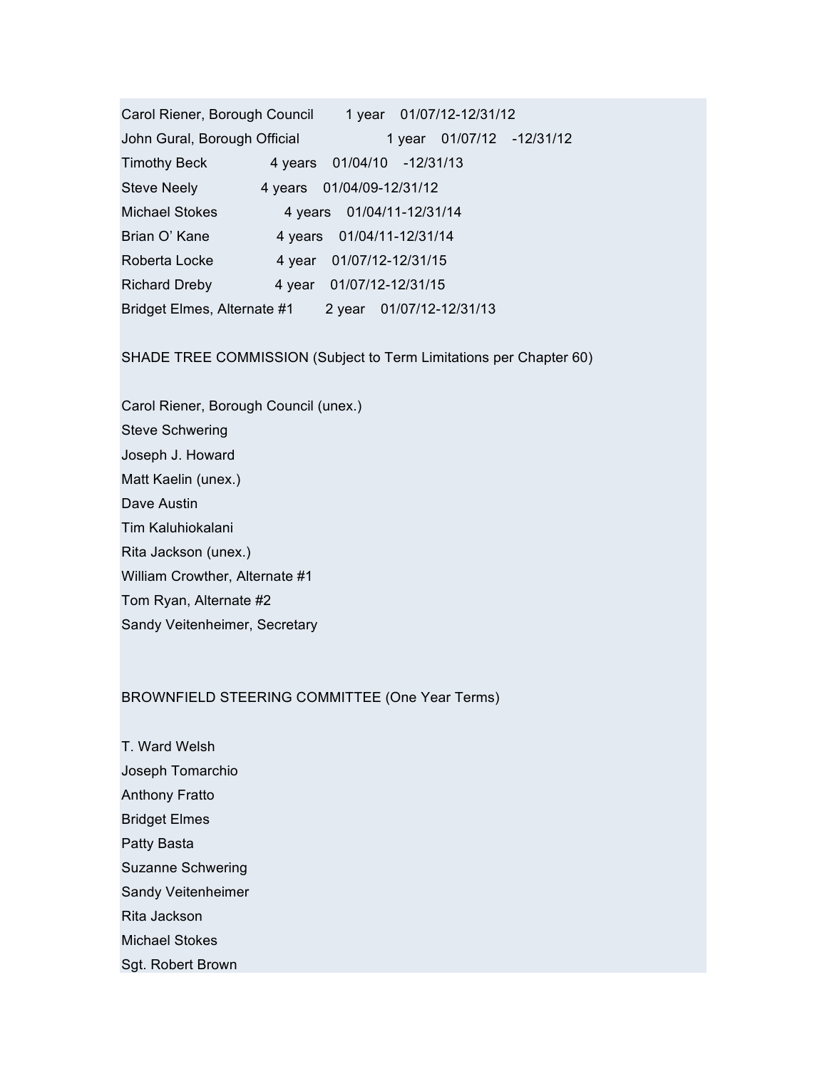Carol Riener, Borough Council 1 year 01/07/12-12/31/12

John Gural, Borough Official 1 year 01/07/12 -12/31/12

Timothy Beck 4 years 01/04/10 -12/31/13

Steve Neely 4 years 01/04/09-12/31/12

Michael Stokes 4 years 01/04/11-12/31/14

Brian O' Kane 4 years 01/04/11-12/31/14

Roberta Locke 4 year 01/07/12-12/31/15

Richard Dreby 4 year 01/07/12-12/31/15

Bridget Elmes, Alternate #1 2 year 01/07/12-12/31/13

SHADE TREE COMMISSION (Subject to Term Limitations per Chapter 60)

Carol Riener, Borough Council (unex.)

Steve Schwering

Joseph J. Howard

Matt Kaelin (unex.)

Dave Austin

Tim Kaluhiokalani

Rita Jackson (unex.)

William Crowther, Alternate #1

Tom Ryan, Alternate #2

Sandy Veitenheimer, Secretary

BROWNFIELD STEERING COMMITTEE (One Year Terms)

T. Ward Welsh

Joseph Tomarchio

Anthony Fratto

Bridget Elmes

Patty Basta

Suzanne Schwering

Sandy Veitenheimer

Rita Jackson

Michael Stokes

Sgt. Robert Brown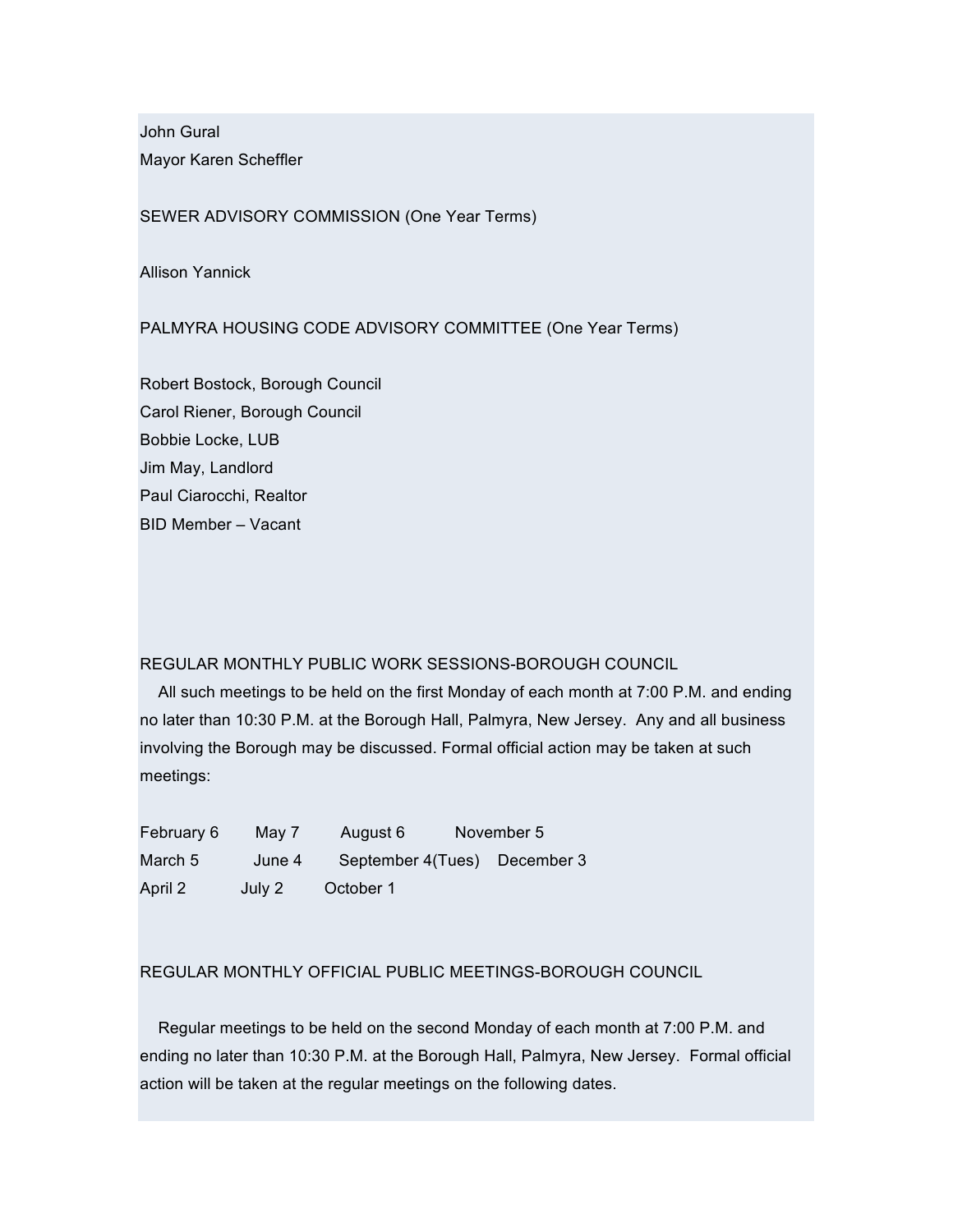John Gural
Mayor Karen Scheffler

SEWER ADVISORY COMMISSION (One Year Terms)

Allison Yannick

PALMYRA HOUSING CODE ADVISORY COMMITTEE (One Year Terms)

Robert Bostock, Borough Council
Carol Riener, Borough Council
Bobbie Locke, LUB
Jim May, Landlord
Paul Ciarocchi, Realtor
BID Member – Vacant

REGULAR MONTHLY PUBLIC WORK SESSIONS-BOROUGH COUNCIL

All such meetings to be held on the first Monday of each month at 7:00 P.M. and ending no later than 10:30 P.M. at the Borough Hall, Palmyra, New Jersey. Any and all business involving the Borough may be discussed. Formal official action may be taken at such meetings:

| | | | |
|---|---|---|---|
| February 6 | May 7 | August 6 | November 5 |
| March 5 | June 4 | September 4(Tues) | December 3 |
| April 2 | July 2 | October 1 | |

REGULAR MONTHLY OFFICIAL PUBLIC MEETINGS-BOROUGH COUNCIL

Regular meetings to be held on the second Monday of each month at 7:00 P.M. and ending no later than 10:30 P.M. at the Borough Hall, Palmyra, New Jersey. Formal official action will be taken at the regular meetings on the following dates.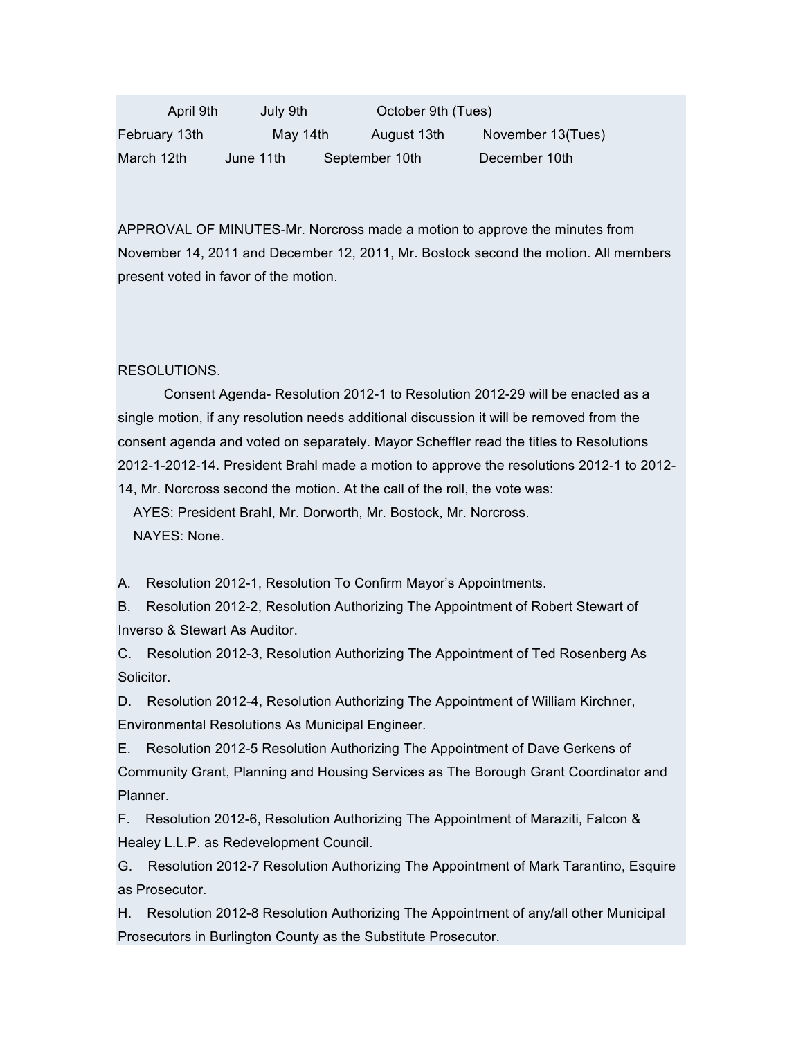| | | | |
|---|---|---|---|
| April 9th | July 9th | October 9th (Tues) | |
| February 13th | May 14th | August 13th | November 13(Tues) |
| March 12th | June 11th | September 10th | December 10th |

APPROVAL OF MINUTES-Mr. Norcross made a motion to approve the minutes from November 14, 2011 and December 12, 2011, Mr. Bostock second the motion. All members present voted in favor of the motion.

RESOLUTIONS.

Consent Agenda- Resolution 2012-1 to Resolution 2012-29 will be enacted as a single motion, if any resolution needs additional discussion it will be removed from the consent agenda and voted on separately. Mayor Scheffler read the titles to Resolutions 2012-1-2012-14. President Brahl made a motion to approve the resolutions 2012-1 to 2012-14, Mr. Norcross second the motion. At the call of the roll, the vote was:

AYES: President Brahl, Mr. Dorworth, Mr. Bostock, Mr. Norcross.

NAYES: None.

A. Resolution 2012-1, Resolution To Confirm Mayor's Appointments.

B. Resolution 2012-2, Resolution Authorizing The Appointment of Robert Stewart of Inverso & Stewart As Auditor.

C. Resolution 2012-3, Resolution Authorizing The Appointment of Ted Rosenberg As Solicitor.

D. Resolution 2012-4, Resolution Authorizing The Appointment of William Kirchner, Environmental Resolutions As Municipal Engineer.

E. Resolution 2012-5 Resolution Authorizing The Appointment of Dave Gerkens of Community Grant, Planning and Housing Services as The Borough Grant Coordinator and Planner.

F. Resolution 2012-6, Resolution Authorizing The Appointment of Maraziti, Falcon & Healey L.L.P. as Redevelopment Council.

G. Resolution 2012-7 Resolution Authorizing The Appointment of Mark Tarantino, Esquire as Prosecutor.

H. Resolution 2012-8 Resolution Authorizing The Appointment of any/all other Municipal Prosecutors in Burlington County as the Substitute Prosecutor.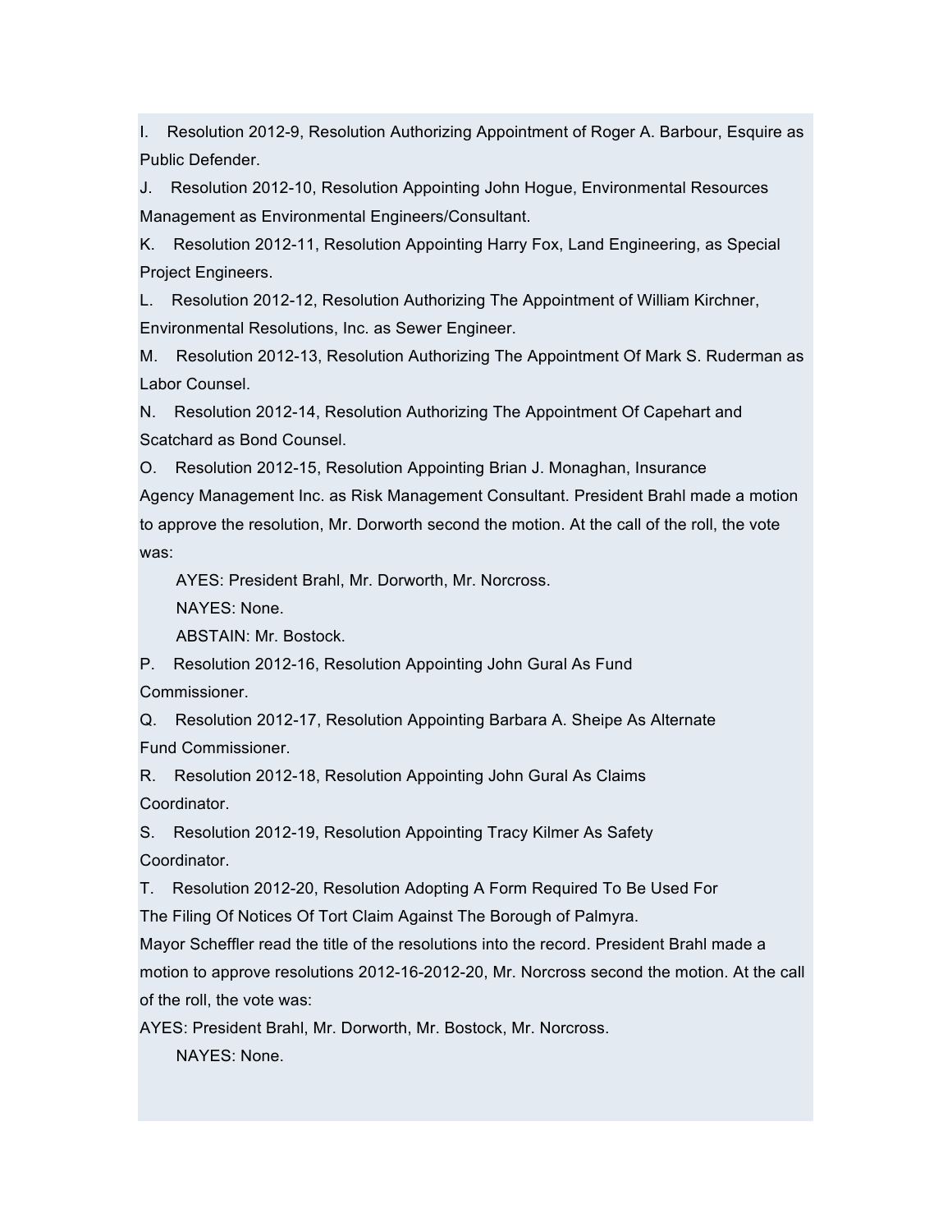I. Resolution 2012-9, Resolution Authorizing Appointment of Roger A. Barbour, Esquire as Public Defender.

J. Resolution 2012-10, Resolution Appointing John Hogue, Environmental Resources Management as Environmental Engineers/Consultant.

K. Resolution 2012-11, Resolution Appointing Harry Fox, Land Engineering, as Special Project Engineers.

L. Resolution 2012-12, Resolution Authorizing The Appointment of William Kirchner, Environmental Resolutions, Inc. as Sewer Engineer.

M. Resolution 2012-13, Resolution Authorizing The Appointment Of Mark S. Ruderman as Labor Counsel.

N. Resolution 2012-14, Resolution Authorizing The Appointment Of Capehart and Scatchard as Bond Counsel.

O. Resolution 2012-15, Resolution Appointing Brian J. Monaghan, Insurance Agency Management Inc. as Risk Management Consultant. President Brahl made a motion to approve the resolution, Mr. Dorworth second the motion. At the call of the roll, the vote was:

AYES: President Brahl, Mr. Dorworth, Mr. Norcross.

NAYES: None.

ABSTAIN: Mr. Bostock.

P. Resolution 2012-16, Resolution Appointing John Gural As Fund Commissioner.

Q. Resolution 2012-17, Resolution Appointing Barbara A. Sheipe As Alternate Fund Commissioner.

R. Resolution 2012-18, Resolution Appointing John Gural As Claims Coordinator.

S. Resolution 2012-19, Resolution Appointing Tracy Kilmer As Safety Coordinator.

T. Resolution 2012-20, Resolution Adopting A Form Required To Be Used For The Filing Of Notices Of Tort Claim Against The Borough of Palmyra.

Mayor Scheffler read the title of the resolutions into the record. President Brahl made a motion to approve resolutions 2012-16-2012-20, Mr. Norcross second the motion. At the call of the roll, the vote was:

AYES: President Brahl, Mr. Dorworth, Mr. Bostock, Mr. Norcross.

NAYES: None.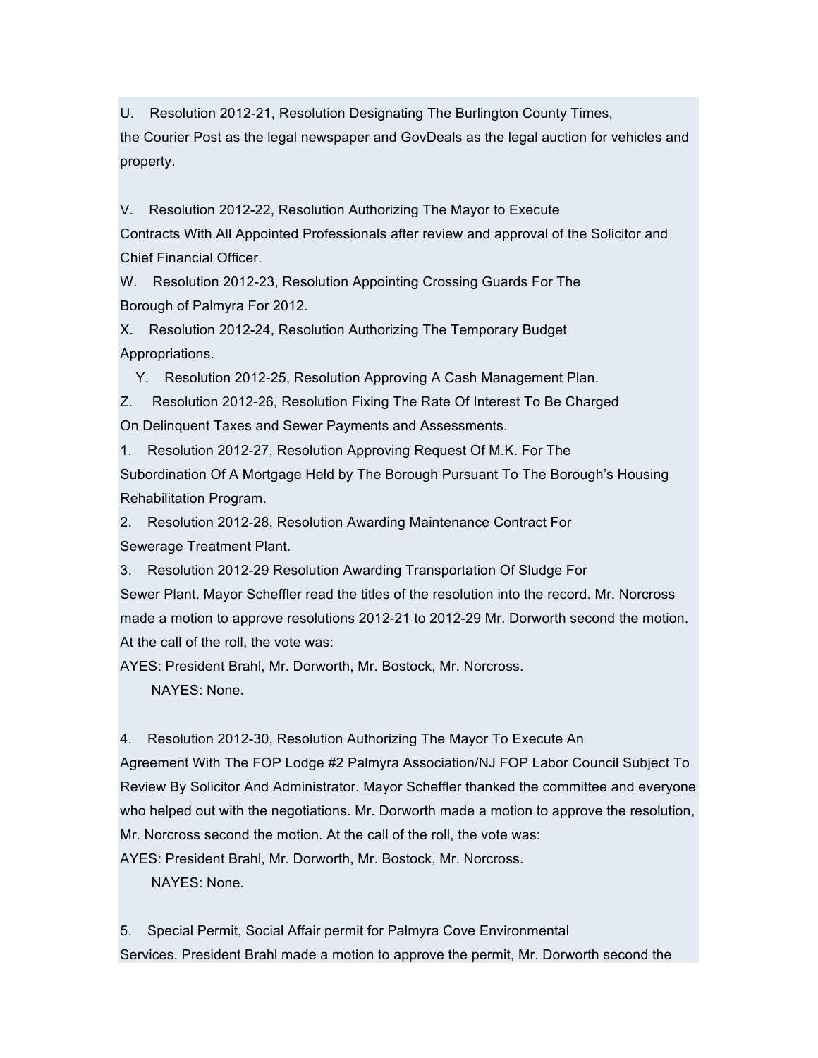U. Resolution 2012-21, Resolution Designating The Burlington County Times, the Courier Post as the legal newspaper and GovDeals as the legal auction for vehicles and property.

V. Resolution 2012-22, Resolution Authorizing The Mayor to Execute Contracts With All Appointed Professionals after review and approval of the Solicitor and Chief Financial Officer.

W. Resolution 2012-23, Resolution Appointing Crossing Guards For The Borough of Palmyra For 2012.

X. Resolution 2012-24, Resolution Authorizing The Temporary Budget Appropriations.

Y. Resolution 2012-25, Resolution Approving A Cash Management Plan.

Z. Resolution 2012-26, Resolution Fixing The Rate Of Interest To Be Charged On Delinquent Taxes and Sewer Payments and Assessments.

1. Resolution 2012-27, Resolution Approving Request Of M.K. For The Subordination Of A Mortgage Held by The Borough Pursuant To The Borough's Housing Rehabilitation Program.

2. Resolution 2012-28, Resolution Awarding Maintenance Contract For Sewerage Treatment Plant.

3. Resolution 2012-29 Resolution Awarding Transportation Of Sludge For Sewer Plant. Mayor Scheffler read the titles of the resolution into the record. Mr. Norcross made a motion to approve resolutions 2012-21 to 2012-29 Mr. Dorworth second the motion. At the call of the roll, the vote was:

AYES: President Brahl, Mr. Dorworth, Mr. Bostock, Mr. Norcross.

NAYES: None.

4. Resolution 2012-30, Resolution Authorizing The Mayor To Execute An Agreement With The FOP Lodge #2 Palmyra Association/NJ FOP Labor Council Subject To Review By Solicitor And Administrator. Mayor Scheffler thanked the committee and everyone who helped out with the negotiations. Mr. Dorworth made a motion to approve the resolution, Mr. Norcross second the motion. At the call of the roll, the vote was:

AYES: President Brahl, Mr. Dorworth, Mr. Bostock, Mr. Norcross.

NAYES: None.

5. Special Permit, Social Affair permit for Palmyra Cove Environmental Services. President Brahl made a motion to approve the permit, Mr. Dorworth second the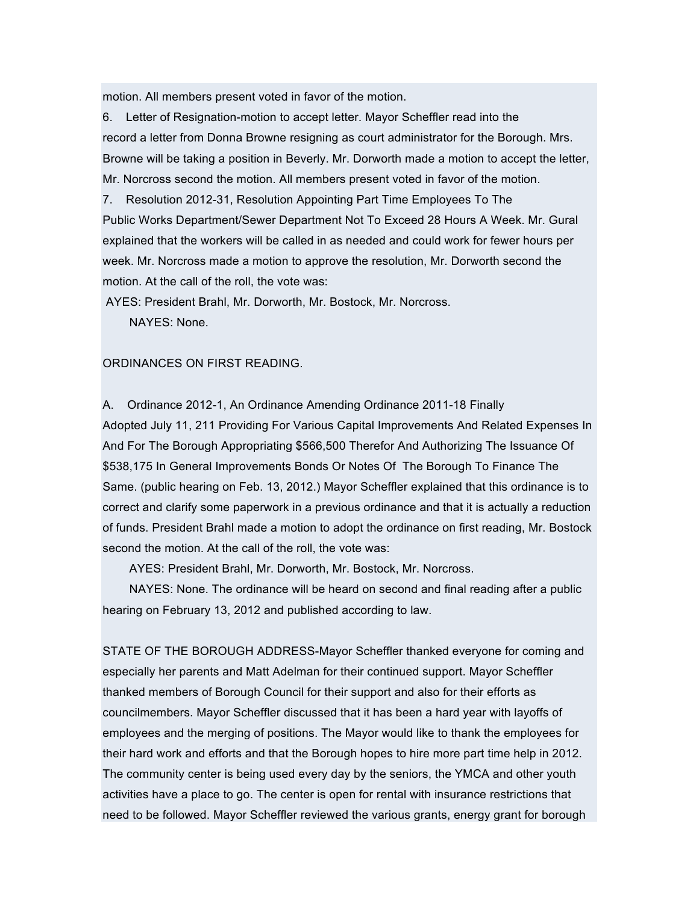motion. All members present voted in favor of the motion.

6. Letter of Resignation-motion to accept letter. Mayor Scheffler read into the record a letter from Donna Browne resigning as court administrator for the Borough. Mrs. Browne will be taking a position in Beverly. Mr. Dorworth made a motion to accept the letter, Mr. Norcross second the motion. All members present voted in favor of the motion.

7. Resolution 2012-31, Resolution Appointing Part Time Employees To The Public Works Department/Sewer Department Not To Exceed 28 Hours A Week. Mr. Gural explained that the workers will be called in as needed and could work for fewer hours per week. Mr. Norcross made a motion to approve the resolution, Mr. Dorworth second the motion. At the call of the roll, the vote was:

AYES: President Brahl, Mr. Dorworth, Mr. Bostock, Mr. Norcross.

NAYES: None.

ORDINANCES ON FIRST READING.

A. Ordinance 2012-1, An Ordinance Amending Ordinance 2011-18 Finally Adopted July 11, 211 Providing For Various Capital Improvements And Related Expenses In And For The Borough Appropriating $566,500 Therefor And Authorizing The Issuance Of $538,175 In General Improvements Bonds Or Notes Of The Borough To Finance The Same. (public hearing on Feb. 13, 2012.) Mayor Scheffler explained that this ordinance is to correct and clarify some paperwork in a previous ordinance and that it is actually a reduction of funds. President Brahl made a motion to adopt the ordinance on first reading, Mr. Bostock second the motion. At the call of the roll, the vote was:

AYES: President Brahl, Mr. Dorworth, Mr. Bostock, Mr. Norcross.

NAYES: None. The ordinance will be heard on second and final reading after a public hearing on February 13, 2012 and published according to law.

STATE OF THE BOROUGH ADDRESS-Mayor Scheffler thanked everyone for coming and especially her parents and Matt Adelman for their continued support. Mayor Scheffler thanked members of Borough Council for their support and also for their efforts as councilmembers. Mayor Scheffler discussed that it has been a hard year with layoffs of employees and the merging of positions. The Mayor would like to thank the employees for their hard work and efforts and that the Borough hopes to hire more part time help in 2012. The community center is being used every day by the seniors, the YMCA and other youth activities have a place to go. The center is open for rental with insurance restrictions that need to be followed. Mayor Scheffler reviewed the various grants, energy grant for borough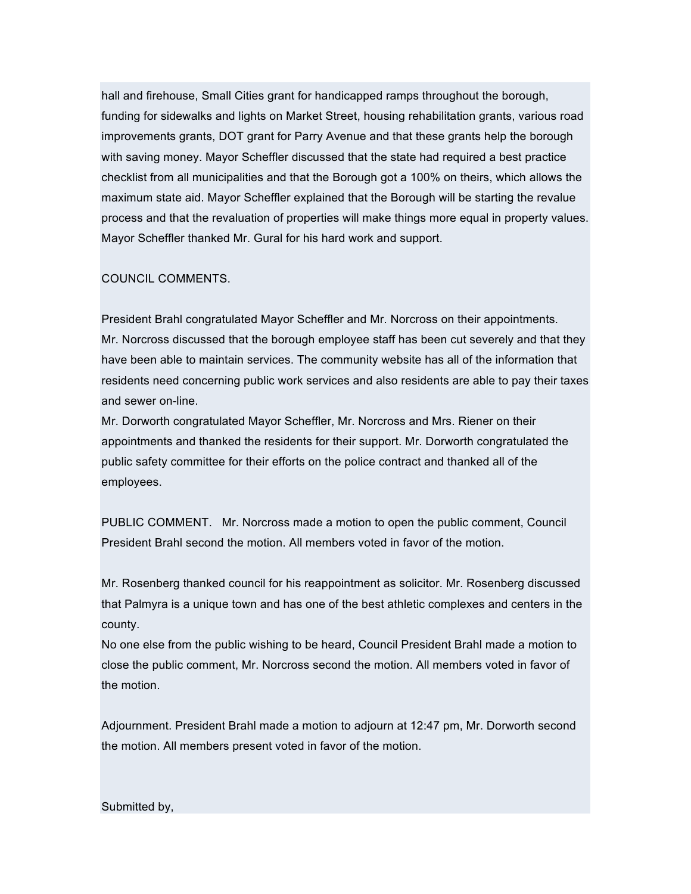hall and firehouse, Small Cities grant for handicapped ramps throughout the borough, funding for sidewalks and lights on Market Street, housing rehabilitation grants, various road improvements grants, DOT grant for Parry Avenue and that these grants help the borough with saving money. Mayor Scheffler discussed that the state had required a best practice checklist from all municipalities and that the Borough got a 100% on theirs, which allows the maximum state aid. Mayor Scheffler explained that the Borough will be starting the revalue process and that the revaluation of properties will make things more equal in property values. Mayor Scheffler thanked Mr. Gural for his hard work and support.

COUNCIL COMMENTS.

President Brahl congratulated Mayor Scheffler and Mr. Norcross on their appointments.
Mr. Norcross discussed that the borough employee staff has been cut severely and that they have been able to maintain services. The community website has all of the information that residents need concerning public work services and also residents are able to pay their taxes and sewer on-line.
Mr. Dorworth congratulated Mayor Scheffler, Mr. Norcross and Mrs. Riener on their appointments and thanked the residents for their support. Mr. Dorworth congratulated the public safety committee for their efforts on the police contract and thanked all of the employees.

PUBLIC COMMENT. Mr. Norcross made a motion to open the public comment, Council President Brahl second the motion. All members voted in favor of the motion.

Mr. Rosenberg thanked council for his reappointment as solicitor. Mr. Rosenberg discussed that Palmyra is a unique town and has one of the best athletic complexes and centers in the county.
No one else from the public wishing to be heard, Council President Brahl made a motion to close the public comment, Mr. Norcross second the motion. All members voted in favor of the motion.

Adjournment. President Brahl made a motion to adjourn at 12:47 pm, Mr. Dorworth second the motion. All members present voted in favor of the motion.

Submitted by,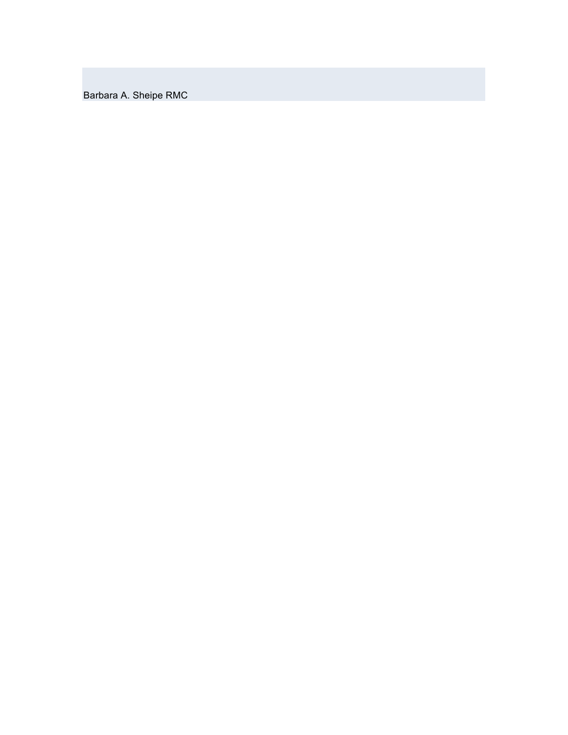Barbara A. Sheipe RMC